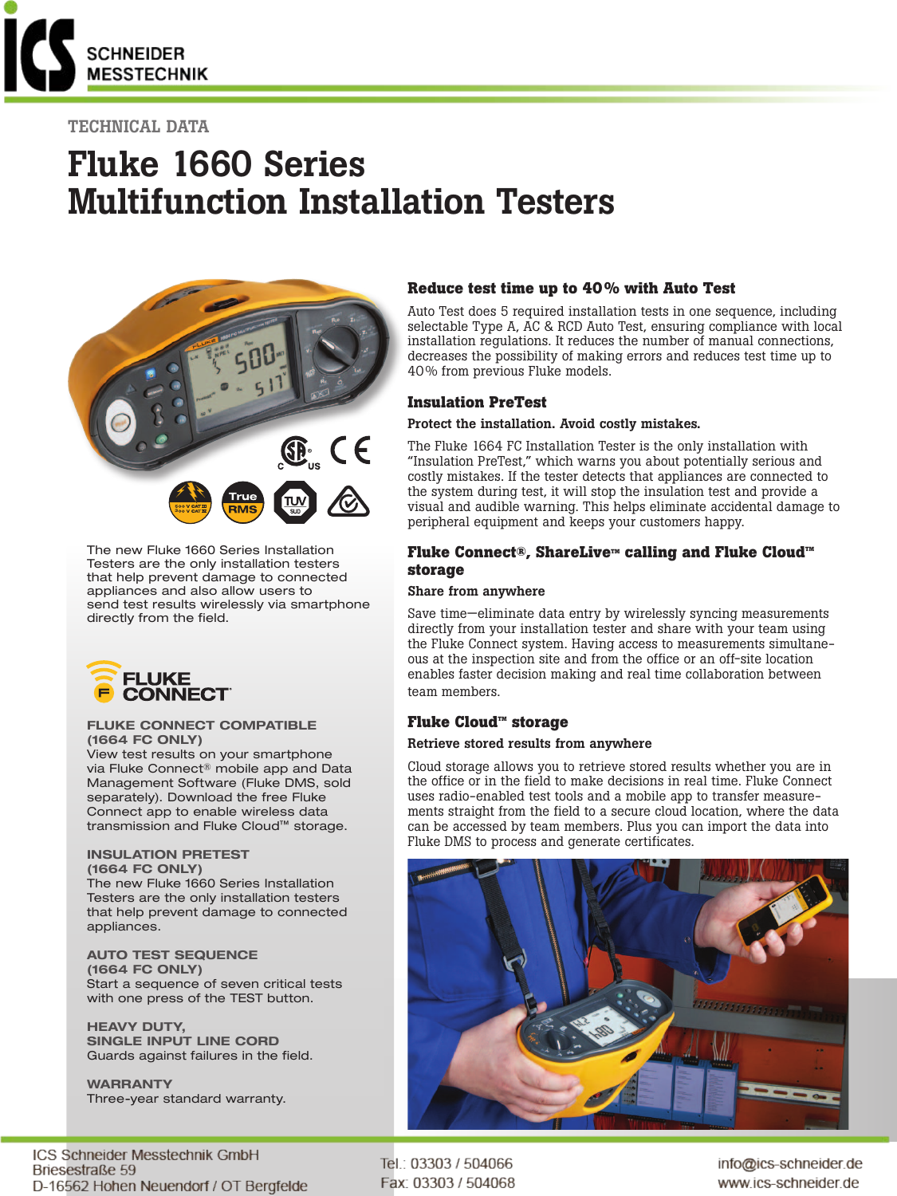TECHNICAL DATA

# Fluke 1660 Series Multifunction Installation Testers

The new Fluke 1660 Series Installation Testers are the only installation testers that help prevent damage to connected appliances and also allow users to send test results wirelessly via smartphone directly from the field.

FLUKE CONNECT

**FLUKE CONNECT COMPATIBLE (1664 FC ONLY)**
View test results on your smartphone via Fluke Connect® mobile app and Data Management Software (Fluke DMS, sold separately). Download the free Fluke Connect app to enable wireless data transmission and Fluke Cloud™ storage.

**INSULATION PRETEST (1664 FC ONLY)**
The new Fluke 1660 Series Installation Testers are the only installation testers that help prevent damage to connected appliances.

**AUTO TEST SEQUENCE (1664 FC ONLY)**
Start a sequence of seven critical tests with one press of the TEST button.

**HEAVY DUTY, SINGLE INPUT LINE CORD**
Guards against failures in the field.

**WARRANTY**
Three-year standard warranty.

## Reduce test time up to 40% with Auto Test

Auto Test does 5 required installation tests in one sequence, including selectable Type A, AC & RCD Auto Test, ensuring compliance with local installation regulations. It reduces the number of manual connections, decreases the possibility of making errors and reduces test time up to 40% from previous Fluke models.

## Insulation PreTest

**Protect the installation. Avoid costly mistakes.**

The Fluke 1664 FC Installation Tester is the only installation with "Insulation PreTest," which warns you about potentially serious and costly mistakes. If the tester detects that appliances are connected to the system during test, it will stop the insulation test and provide a visual and audible warning. This helps eliminate accidental damage to peripheral equipment and keeps your customers happy.

## Fluke Connect®, ShareLive™ calling and Fluke Cloud™ storage

**Share from anywhere**

Save time—eliminate data entry by wirelessly syncing measurements directly from your installation tester and share with your team using the Fluke Connect system. Having access to measurements simultaneous at the inspection site and from the office or an off-site location enables faster decision making and real time collaboration between team members.

## Fluke Cloud™ storage

**Retrieve stored results from anywhere**

Cloud storage allows you to retrieve stored results whether you are in the office or in the field to make decisions in real time. Fluke Connect uses radio-enabled test tools and a mobile app to transfer measurements straight from the field to a secure cloud location, where the data can be accessed by team members. Plus you can import the data into Fluke DMS to process and generate certificates.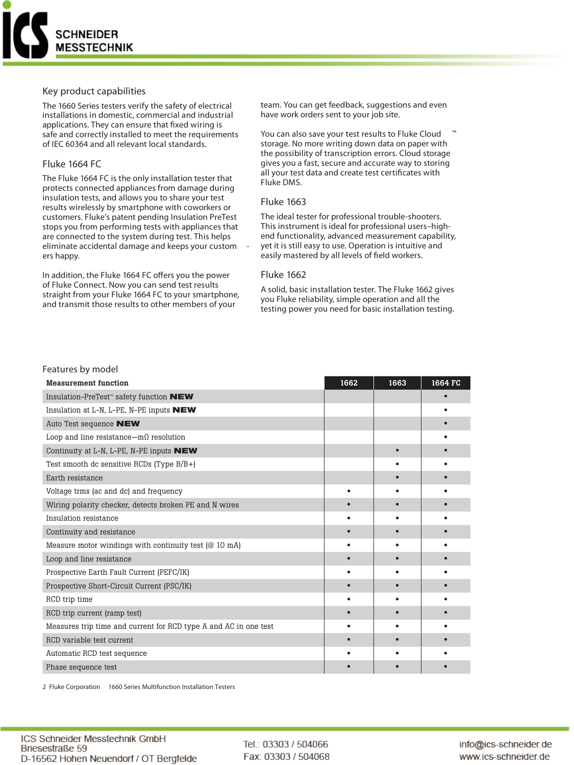## Key product capabilities

The 1660 Series testers verify the safety of electrical installations in domestic, commercial and industrial applications. They can ensure that fixed wiring is safe and correctly installed to meet the requirements of IEC 60364 and all relevant local standards.

### Fluke 1664 FC

The Fluke 1664 FC is the only installation tester that protects connected appliances from damage during insulation tests, and allows you to share your test results wirelessly by smartphone with coworkers or customers. Fluke's patent pending Insulation PreTest stops you from performing tests with appliances that are connected to the system during test. This helps eliminate accidental damage and keeps your customers happy.

In addition, the Fluke 1664 FC offers you the power of Fluke Connect. Now you can send test results straight from your Fluke 1664 FC to your smartphone, and transmit those results to other members of your team. You can get feedback, suggestions and even have work orders sent to your job site.

You can also save your test results to Fluke Cloud™ storage. No more writing down data on paper with the possibility of transcription errors. Cloud storage gives you a fast, secure and accurate way to storing all your test data and create test certificates with Fluke DMS.

### Fluke 1663

The ideal tester for professional trouble-shooters. This instrument is ideal for professional users–high-end functionality, advanced measurement capability, yet it is still easy to use. Operation is intuitive and easily mastered by all levels of field workers.

### Fluke 1662

A solid, basic installation tester. The Fluke 1662 gives you Fluke reliability, simple operation and all the testing power you need for basic installation testing.

## Features by model

| Measurement function | 1662 | 1663 | 1664 FC |
|---|---|---|---|
| Insulation-PreTest™ safety function **NEW** | | | • |
| Insulation at L-N, L-PE, N-PE inputs **NEW** | | | • |
| Auto Test sequence **NEW** | | | • |
| Loop and line resistance—mΩ resolution | | | • |
| Continuity at L-N, L-PE, N-PE inputs **NEW** | | • | • |
| Test smooth dc sensitive RCDs (Type B/B+) | | • | • |
| Earth resistance | | • | • |
| Voltage trms (ac and dc) and frequency | • | • | • |
| Wiring polarity checker, detects broken PE and N wires | • | • | • |
| Insulation resistance | • | • | • |
| Continuity and resistance | • | • | • |
| Measure motor windings with continuity test (@ 10 mA) | • | • | • |
| Loop and line resistance | • | • | • |
| Prospective Earth Fault Current (PEFC/IK) | • | • | • |
| Prospective Short-Circuit Current (PSC/IK) | • | • | • |
| RCD trip time | • | • | • |
| RCD trip current (ramp test) | • | • | • |
| Measures trip time and current for RCD type A and AC in one test | • | • | • |
| RCD variable test current | • | • | • |
| Automatic RCD test sequence | • | • | • |
| Phase sequence test | • | • | • |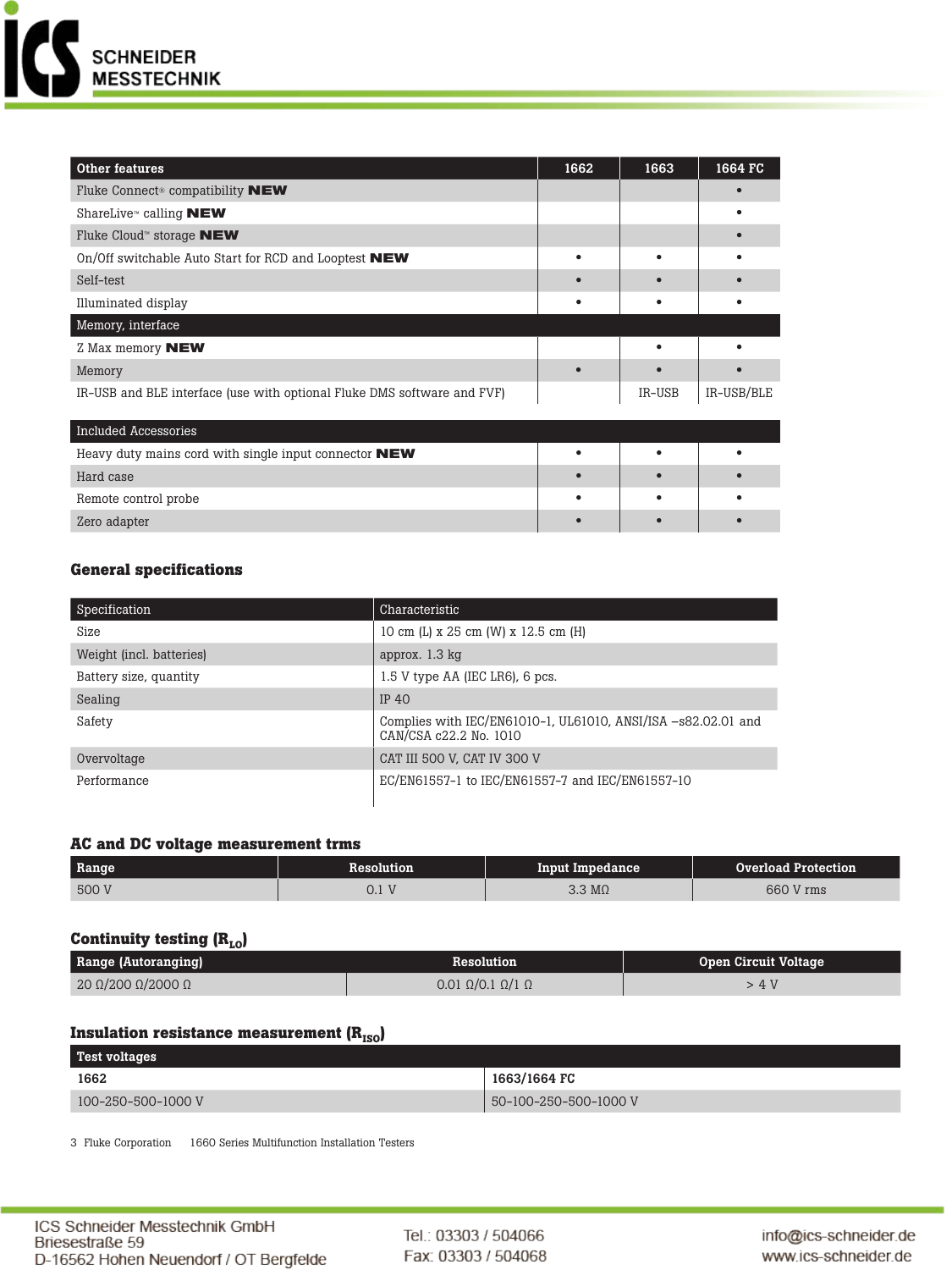| Other features | 1662 | 1663 | 1664 FC |
|---|---|---|---|
| Fluke Connect® compatibility **NEW** | | | • |
| ShareLive™ calling **NEW** | | | • |
| Fluke Cloud™ storage **NEW** | | | • |
| On/Off switchable Auto Start for RCD and Looptest **NEW** | • | • | • |
| Self-test | • | • | • |
| Illuminated display | • | • | • |
| **Memory, interface** | | | |
| Z Max memory **NEW** | | • | • |
| Memory | • | • | • |
| IR-USB and BLE interface (use with optional Fluke DMS software and FVF) | | IR-USB | IR-USB/BLE |

| Included Accessories | 1662 | 1663 | 1664 FC |
|---|---|---|---|
| Heavy duty mains cord with single input connector **NEW** | • | • | • |
| Hard case | • | • | • |
| Remote control probe | • | • | • |
| Zero adapter | • | • | • |

## General specifications

| Specification | Characteristic |
|---|---|
| Size | 10 cm (L) x 25 cm (W) x 12.5 cm (H) |
| Weight (incl. batteries) | approx. 1.3 kg |
| Battery size, quantity | 1.5 V type AA (IEC LR6), 6 pcs. |
| Sealing | IP 40 |
| Safety | Complies with IEC/EN61010-1, UL61010, ANSI/ISA –s82.02.01 and CAN/CSA c22.2 No. 1010 |
| Overvoltage | CAT III 500 V, CAT IV 300 V |
| Performance | EC/EN61557-1 to IEC/EN61557-7 and IEC/EN61557-10 |

## AC and DC voltage measurement trms

| Range | Resolution | Input Impedance | Overload Protection |
|---|---|---|---|
| 500 V | 0.1 V | 3.3 MΩ | 660 V rms |

## Continuity testing ($R_{LO}$)

| Range (Autoranging) | Resolution | Open Circuit Voltage |
|---|---|---|
| 20 Ω/200 Ω/2000 Ω | 0.01 Ω/0.1 Ω/1 Ω | > 4 V |

## Insulation resistance measurement ($R_{ISO}$)

| Test voltages | |
|---|---|
| **1662** | **1663/1664 FC** |
| 100-250-500-1000 V | 50-100-250-500-1000 V |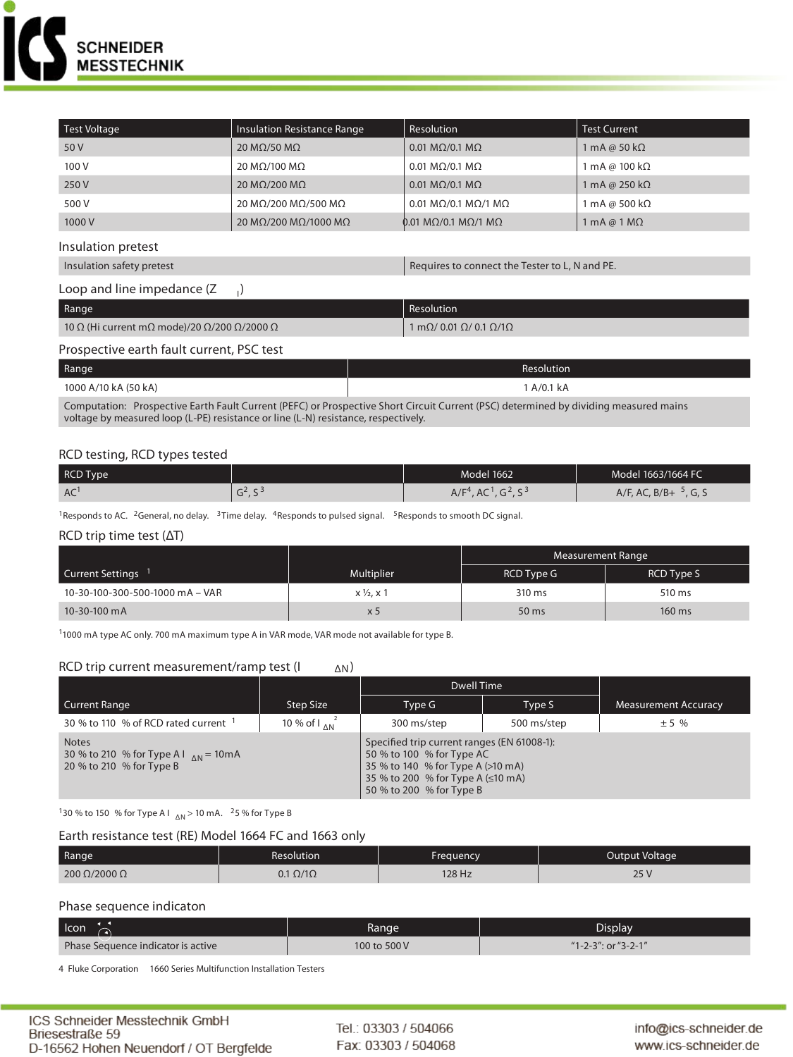| Test Voltage | Insulation Resistance Range | Resolution | Test Current |
|---|---|---|---|
| 50 V | 20 MΩ/50 MΩ | 0.01 MΩ/0.1 MΩ | 1 mA @ 50 kΩ |
| 100 V | 20 MΩ/100 MΩ | 0.01 MΩ/0.1 MΩ | 1 mA @ 100 kΩ |
| 250 V | 20 MΩ/200 MΩ | 0.01 MΩ/0.1 MΩ | 1 mA @ 250 kΩ |
| 500 V | 20 MΩ/200 MΩ/500 MΩ | 0.01 MΩ/0.1 MΩ/1 MΩ | 1 mA @ 500 kΩ |
| 1000 V | 20 MΩ/200 MΩ/1000 MΩ | 0.01 MΩ/0.1 MΩ/1 MΩ | 1 mA @ 1 MΩ |

## Insulation pretest

| Insulation safety pretest | Requires to connect the Tester to L, N and PE. |
|---|---|

## Loop and line impedance ($Z_I$)

| Range | Resolution |
|---|---|
| 10 Ω (Hi current mΩ mode)/20 Ω/200 Ω/2000 Ω | 1 mΩ/ 0.01 Ω/ 0.1 Ω/1Ω |

## Prospective earth fault current, PSC test

| Range | Resolution |
|---|---|
| 1000 A/10 kA (50 kA) | 1 A/0.1 kA |

Computation: Prospective Earth Fault Current (PEFC) or Prospective Short Circuit Current (PSC) determined by dividing measured mains voltage by measured loop (L-PE) resistance or line (L-N) resistance, respectively.

## RCD testing, RCD types tested

| RCD Type | | Model 1662 | Model 1663/1664 FC |
|---|---|---|---|
| AC[1] | G[2], S[3] | A/F[4], AC[1], G[2], S[3] | A/F, AC, B/B+ [5], G, S |

[1]Responds to AC. [2]General, no delay. [3]Time delay. [4]Responds to pulsed signal. [5]Responds to smooth DC signal.

## RCD trip time test (ΔT)

| Current Settings [1] | Multiplier | Measurement Range | |
|---|---|---|---|
| | | RCD Type G | RCD Type S |
| 10-30-100-300-500-1000 mA – VAR | x ½, x 1 | 310 ms | 510 ms |
| 10-30-100 mA | x 5 | 50 ms | 160 ms |

[1]1000 mA type AC only. 700 mA maximum type A in VAR mode, VAR mode not available for type B.

## RCD trip current measurement/ramp test ($I_{\Delta N}$)

| Current Range | Step Size | Dwell Time | | Measurement Accuracy |
|---|---|---|---|---|
| | | Type G | Type S | |
| 30 % to 110 % of RCD rated current [1] | 10 % of $I_{\Delta N}$ [2] | 300 ms/step | 500 ms/step | ± 5 % |

| Notes | Specified trip current ranges (EN 61008-1): |
|---|---|
| 30 % to 210 % for Type A $I_{\Delta N}$ = 10mA<br>20 % to 210 % for Type B | 50 % to 100 % for Type AC<br>35 % to 140 % for Type A (>10 mA)<br>35 % to 200 % for Type A (≤10 mA)<br>50 % to 200 % for Type B |

[1]30 % to 150 % for Type A $I_{\Delta N}$ > 10 mA. [2]5 % for Type B

## Earth resistance test (RE) Model 1664 FC and 1663 only

| Range | Resolution | Frequency | Output Voltage |
|---|---|---|---|
| 200 Ω/2000 Ω | 0.1 Ω/1Ω | 128 Hz | 25 V |

## Phase sequence indicaton

| Icon | Range | Display |
|---|---|---|
| Phase Sequence indicator is active | 100 to 500 V | "1-2-3": or "3-2-1" |

4 Fluke Corporation 1660 Series Multifunction Installation Testers

ICS Schneider Messtechnik GmbH
Briesestraße 59
D-16562 Hohen Neuendorf / OT Bergfelde

Tel.: 03303 / 504066
Fax: 03303 / 504068

info@ics-schneider.de
www.ics-schneider.de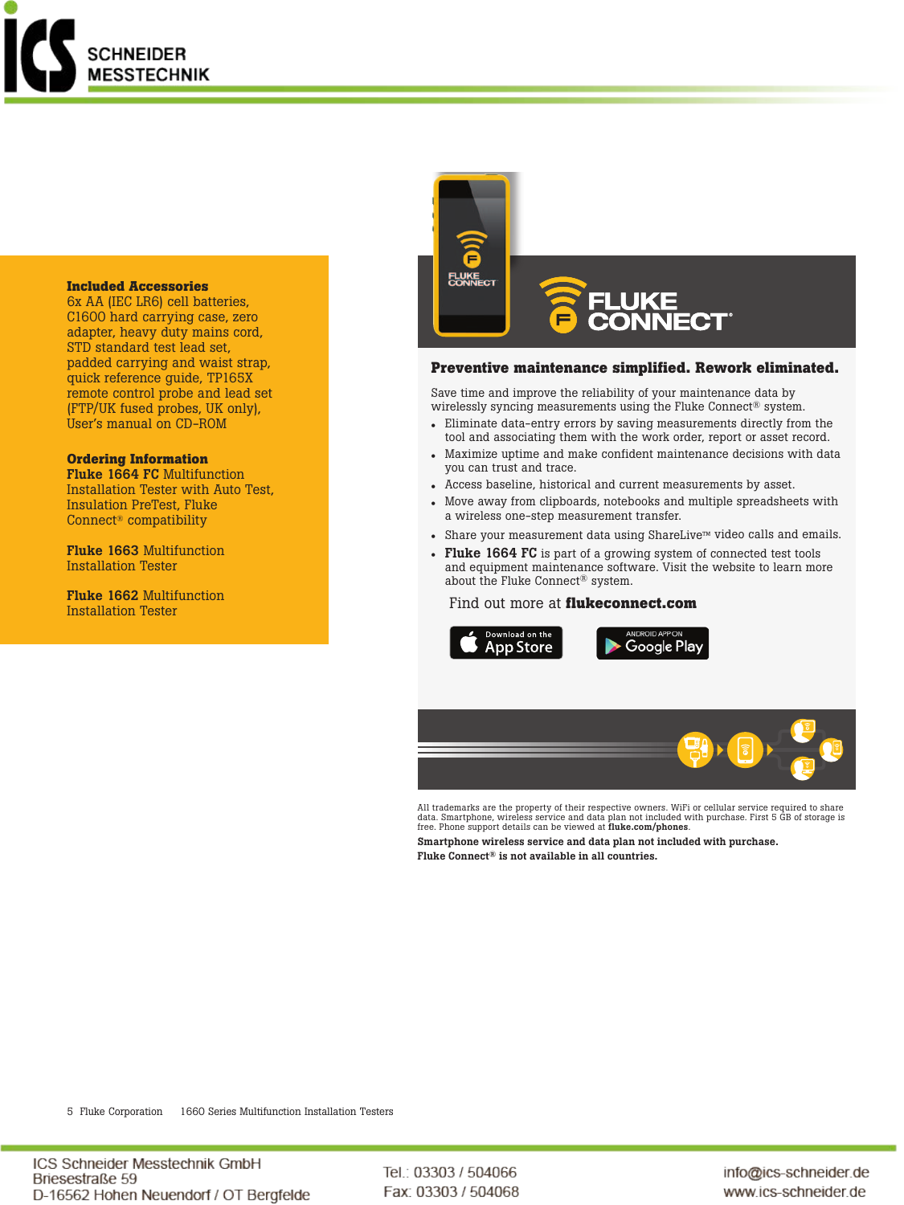**Included Accessories**
6x AA (IEC LR6) cell batteries, C1600 hard carrying case, zero adapter, heavy duty mains cord, STD standard test lead set, padded carrying and waist strap, quick reference guide, TP165X remote control probe and lead set (FTP/UK fused probes, UK only), User's manual on CD-ROM

**Ordering Information**
**Fluke 1664 FC** Multifunction Installation Tester with Auto Test, Insulation PreTest, Fluke Connect® compatibility

**Fluke 1663** Multifunction Installation Tester

**Fluke 1662** Multifunction Installation Tester

FLUKE CONNECT®

## Preventive maintenance simplified. Rework eliminated.

Save time and improve the reliability of your maintenance data by wirelessly syncing measurements using the Fluke Connect® system.

- Eliminate data-entry errors by saving measurements directly from the tool and associating them with the work order, report or asset record.
- Maximize uptime and make confident maintenance decisions with data you can trust and trace.
- Access baseline, historical and current measurements by asset.
- Move away from clipboards, notebooks and multiple spreadsheets with a wireless one-step measurement transfer.
- Share your measurement data using ShareLive™ video calls and emails.
- **Fluke 1664 FC** is part of a growing system of connected test tools and equipment maintenance software. Visit the website to learn more about the Fluke Connect® system.

Find out more at **flukeconnect.com**

Download on the App Store

ANDROID APP ON Google Play

All trademarks are the property of their respective owners. WiFi or cellular service required to share data. Smartphone, wireless service and data plan not included with purchase. First 5 GB of storage is free. Phone support details can be viewed at **fluke.com/phones**.

**Smartphone wireless service and data plan not included with purchase.**

**Fluke Connect® is not available in all countries.**